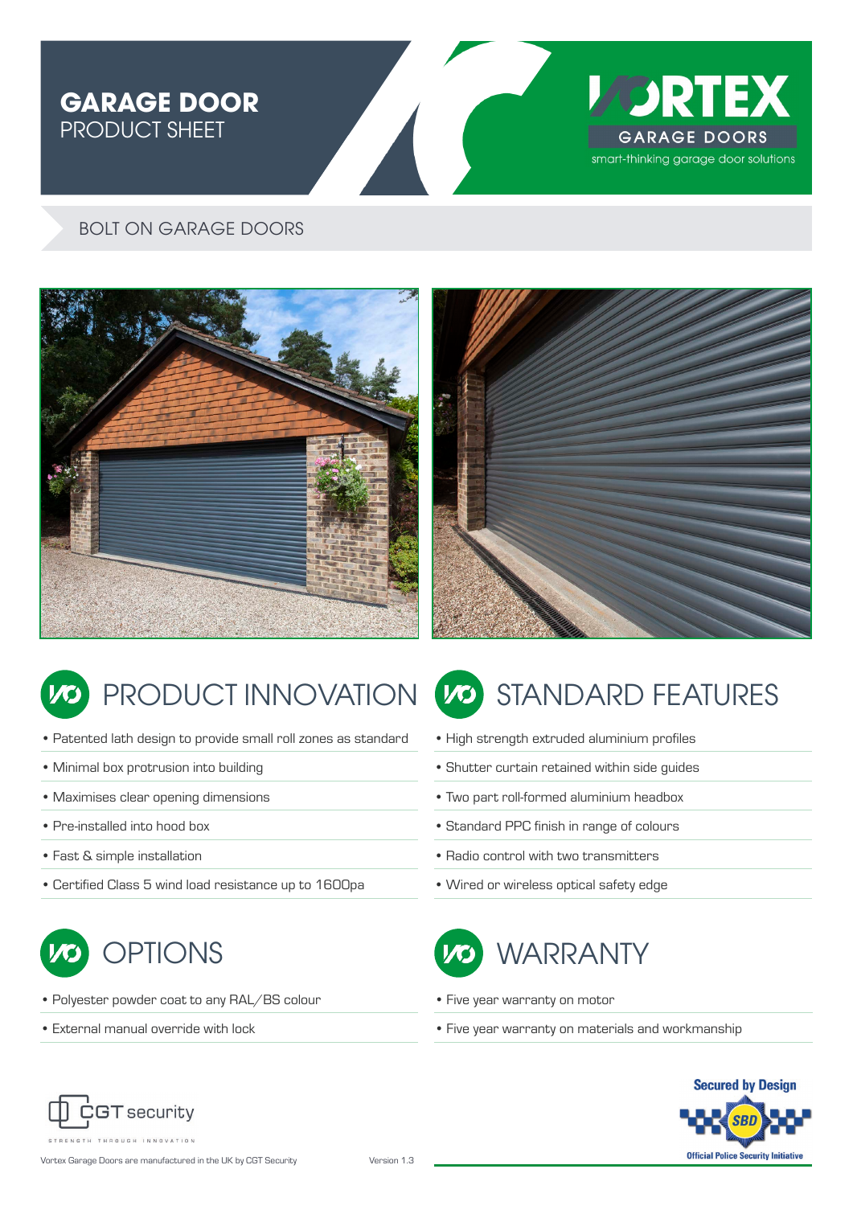# GARAGE DOOR
PRODUCT SHEET

VORTEX GARAGE DOORS
smart-thinking garage door solutions

## BOLT ON GARAGE DOORS

## PRODUCT INNOVATION

- Patented lath design to provide small roll zones as standard
- Minimal box protrusion into building
- Maximises clear opening dimensions
- Pre-installed into hood box
- Fast & simple installation
- Certified Class 5 wind load resistance up to 1600pa

## STANDARD FEATURES

- High strength extruded aluminium profiles
- Shutter curtain retained within side guides
- Two part roll-formed aluminium headbox
- Standard PPC finish in range of colours
- Radio control with two transmitters
- Wired or wireless optical safety edge

## OPTIONS

- Polyester powder coat to any RAL/BS colour
- External manual override with lock

## WARRANTY

- Five year warranty on motor
- Five year warranty on materials and workmanship

CGT security
STRENGTH THROUGH INNOVATION

Secured by Design
SBD
Official Police Security Initiative

Vortex Garage Doors are manufactured in the UK by CGT Security

Version 1.3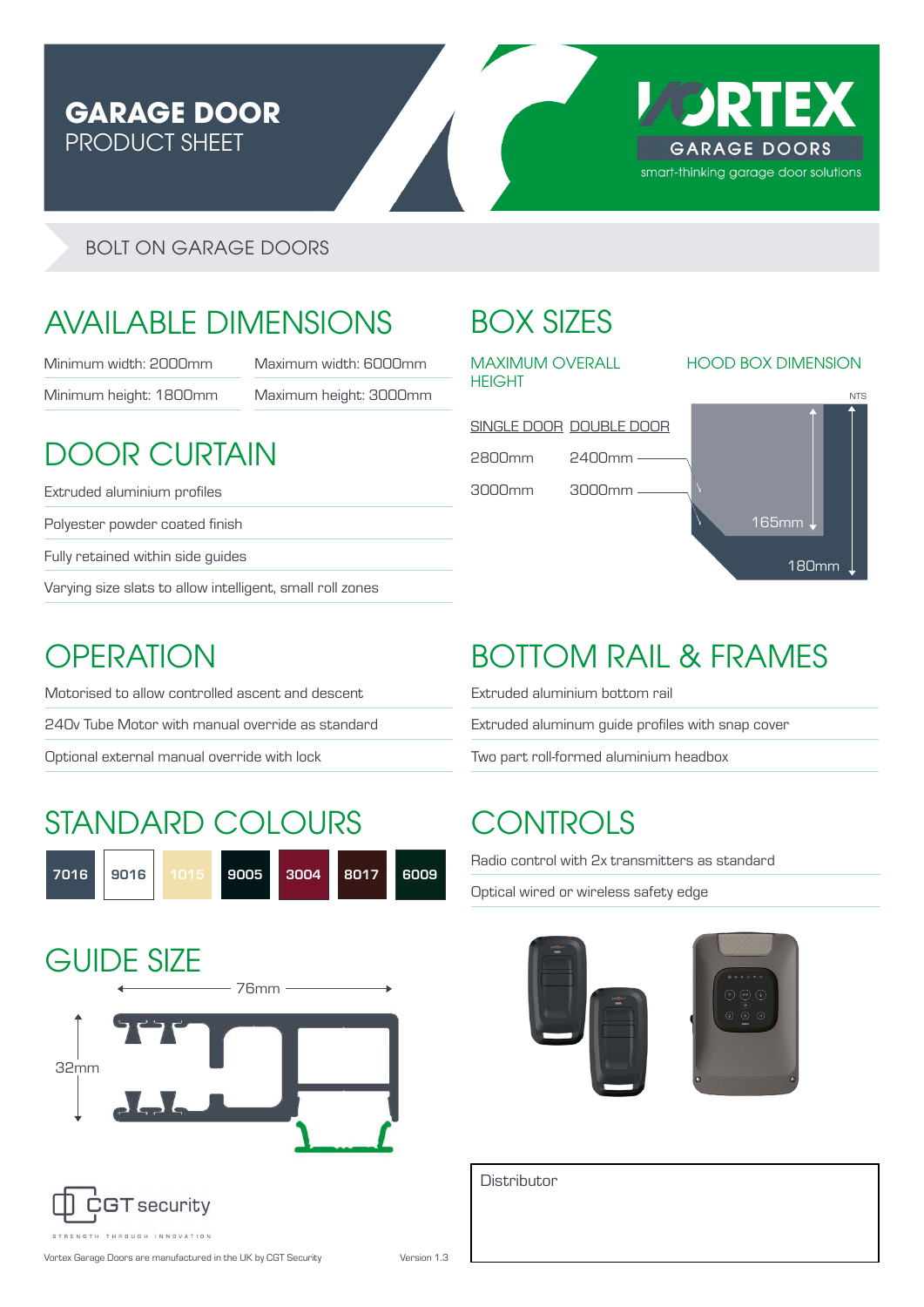# GARAGE DOOR
PRODUCT SHEET

VORTEX
GARAGE DOORS
smart-thinking garage door solutions

BOLT ON GARAGE DOORS

## AVAILABLE DIMENSIONS

| | |
|---|---|
| Minimum width: 2000mm | Maximum width: 6000mm |
| Minimum height: 1800mm | Maximum height: 3000mm |

## DOOR CURTAIN

- Extruded aluminium profiles
- Polyester powder coated finish
- Fully retained within side guides
- Varying size slats to allow intelligent, small roll zones

## BOX SIZES

MAXIMUM OVERALL HEIGHT

| SINGLE DOOR | DOUBLE DOOR |
|---|---|
| 2800mm | 2400mm |
| 3000mm | 3000mm |

HOOD BOX DIMENSION

NTS

165mm

180mm

## OPERATION

- Motorised to allow controlled ascent and descent
- 240v Tube Motor with manual override as standard
- Optional external manual override with lock

## BOTTOM RAIL & FRAMES

- Extruded aluminium bottom rail
- Extruded aluminum guide profiles with snap cover
- Two part roll-formed aluminium headbox

## STANDARD COLOURS

7016 | 9016 | 1015 | 9005 | 3004 | 8017 | 6009

## CONTROLS

- Radio control with 2x transmitters as standard
- Optical wired or wireless safety edge

## GUIDE SIZE

76mm

32mm

CGT security
STRENGTH THROUGH INNOVATION

Distributor

Vortex Garage Doors are manufactured in the UK by CGT Security

Version 1.3